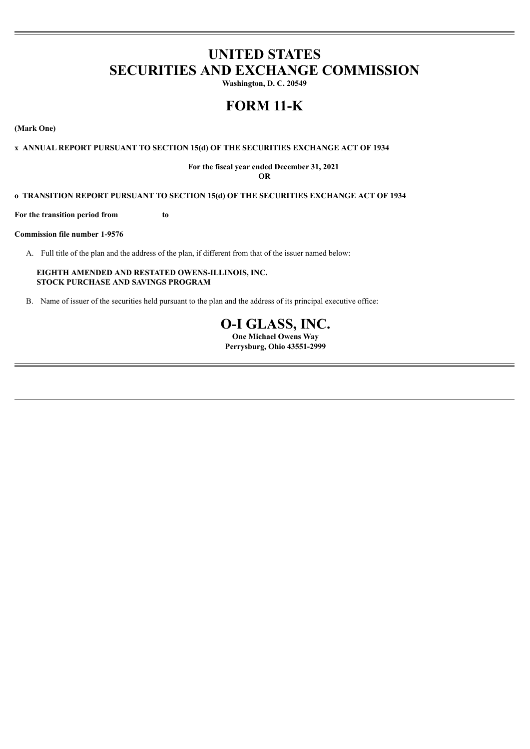# UNITED STATES
# SECURITIES AND EXCHANGE COMMISSION

**Washington, D. C. 20549**

# FORM 11-K

**(Mark One)**

**x ANNUAL REPORT PURSUANT TO SECTION 15(d) OF THE SECURITIES EXCHANGE ACT OF 1934**

**For the fiscal year ended December 31, 2021**

**OR**

**o TRANSITION REPORT PURSUANT TO SECTION 15(d) OF THE SECURITIES EXCHANGE ACT OF 1934**

**For the transition period from to**

**Commission file number 1-9576**

A. Full title of the plan and the address of the plan, if different from that of the issuer named below:

**EIGHTH AMENDED AND RESTATED OWENS-ILLINOIS, INC.**
**STOCK PURCHASE AND SAVINGS PROGRAM**

B. Name of issuer of the securities held pursuant to the plan and the address of its principal executive office:

# O-I GLASS, INC.

**One Michael Owens Way**
**Perrysburg, Ohio 43551-2999**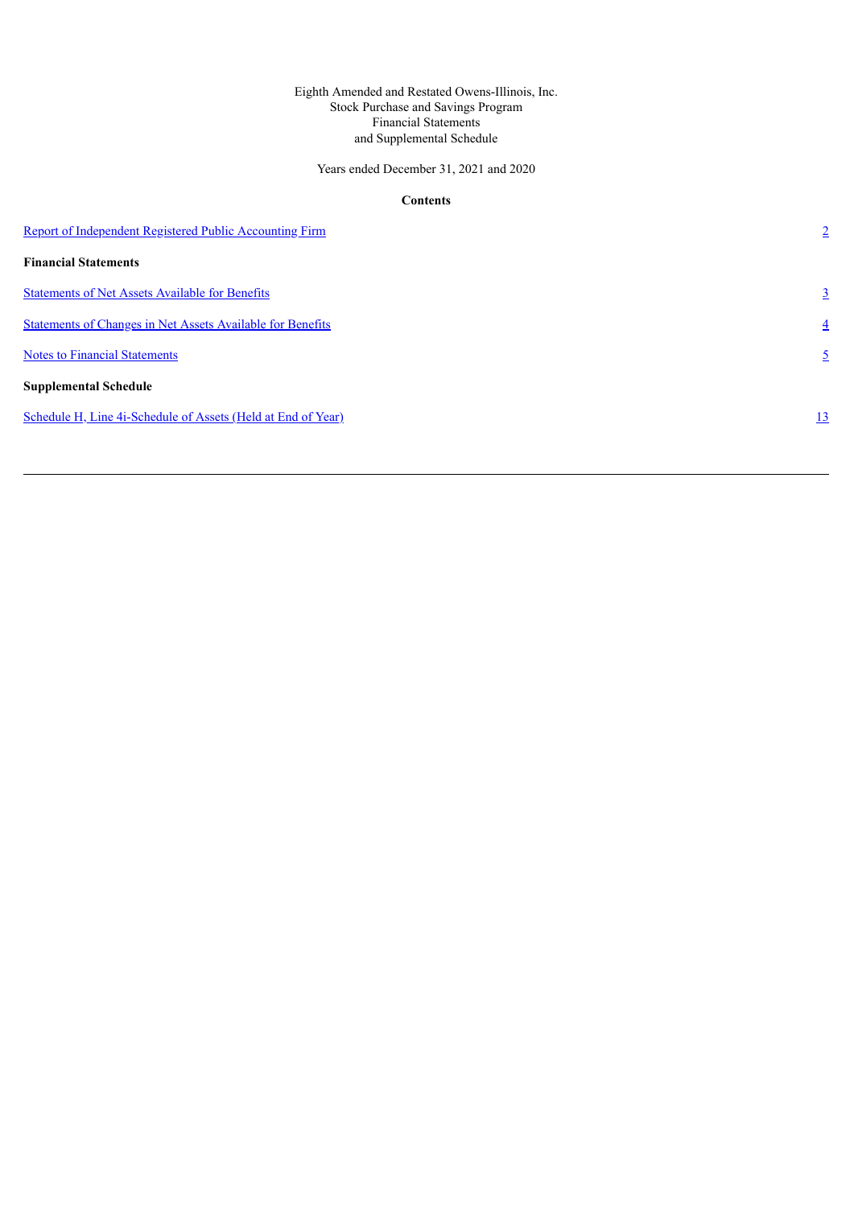Eighth Amended and Restated Owens-Illinois, Inc.
Stock Purchase and Savings Program
Financial Statements
and Supplemental Schedule

Years ended December 31, 2021 and 2020

**Contents**

| | |
|---|---|
| Report of Independent Registered Public Accounting Firm | 2 |
| **Financial Statements** | |
| Statements of Net Assets Available for Benefits | 3 |
| Statements of Changes in Net Assets Available for Benefits | 4 |
| Notes to Financial Statements | 5 |
| **Supplemental Schedule** | |
| Schedule H, Line 4i-Schedule of Assets (Held at End of Year) | 13 |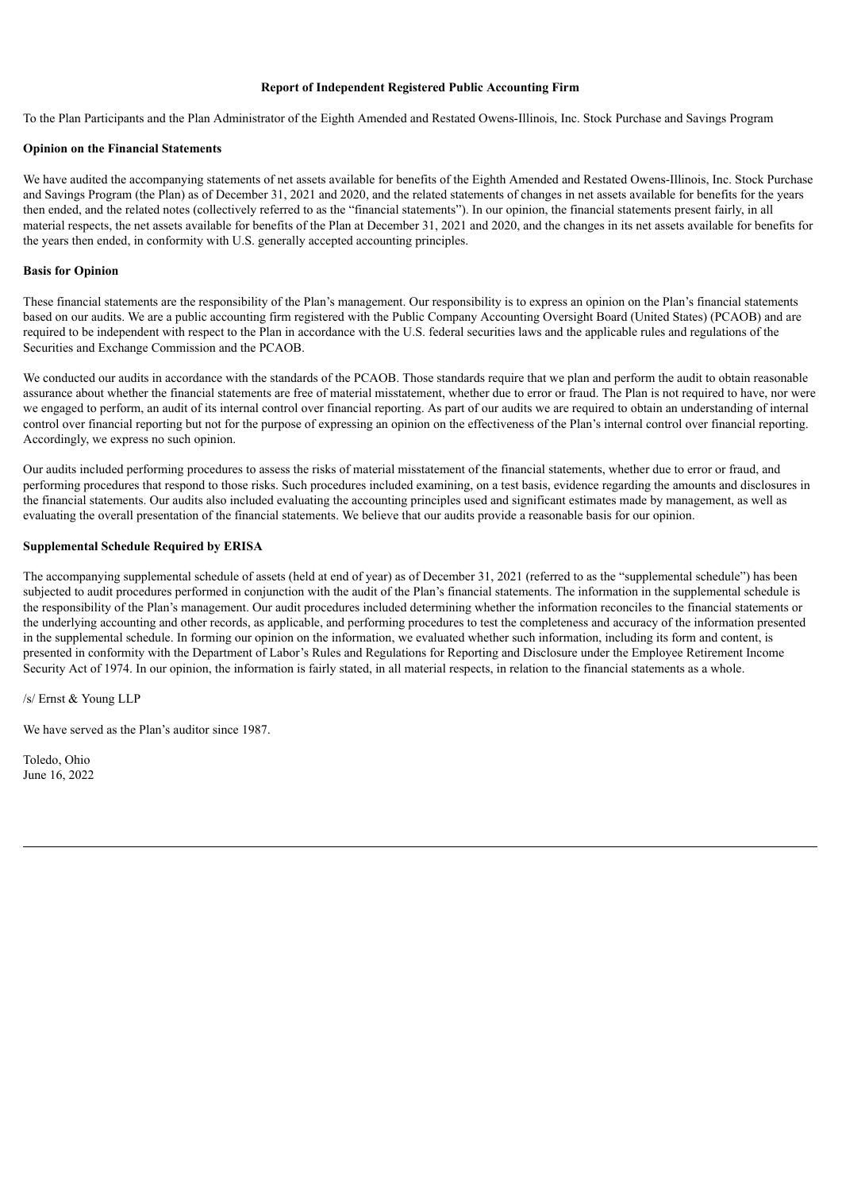## Report of Independent Registered Public Accounting Firm

To the Plan Participants and the Plan Administrator of the Eighth Amended and Restated Owens-Illinois, Inc. Stock Purchase and Savings Program

### Opinion on the Financial Statements

We have audited the accompanying statements of net assets available for benefits of the Eighth Amended and Restated Owens-Illinois, Inc. Stock Purchase and Savings Program (the Plan) as of December 31, 2021 and 2020, and the related statements of changes in net assets available for benefits for the years then ended, and the related notes (collectively referred to as the "financial statements"). In our opinion, the financial statements present fairly, in all material respects, the net assets available for benefits of the Plan at December 31, 2021 and 2020, and the changes in its net assets available for benefits for the years then ended, in conformity with U.S. generally accepted accounting principles.

### Basis for Opinion

These financial statements are the responsibility of the Plan's management. Our responsibility is to express an opinion on the Plan's financial statements based on our audits. We are a public accounting firm registered with the Public Company Accounting Oversight Board (United States) (PCAOB) and are required to be independent with respect to the Plan in accordance with the U.S. federal securities laws and the applicable rules and regulations of the Securities and Exchange Commission and the PCAOB.

We conducted our audits in accordance with the standards of the PCAOB. Those standards require that we plan and perform the audit to obtain reasonable assurance about whether the financial statements are free of material misstatement, whether due to error or fraud. The Plan is not required to have, nor were we engaged to perform, an audit of its internal control over financial reporting. As part of our audits we are required to obtain an understanding of internal control over financial reporting but not for the purpose of expressing an opinion on the effectiveness of the Plan's internal control over financial reporting. Accordingly, we express no such opinion.

Our audits included performing procedures to assess the risks of material misstatement of the financial statements, whether due to error or fraud, and performing procedures that respond to those risks. Such procedures included examining, on a test basis, evidence regarding the amounts and disclosures in the financial statements. Our audits also included evaluating the accounting principles used and significant estimates made by management, as well as evaluating the overall presentation of the financial statements. We believe that our audits provide a reasonable basis for our opinion.

### Supplemental Schedule Required by ERISA

The accompanying supplemental schedule of assets (held at end of year) as of December 31, 2021 (referred to as the "supplemental schedule") has been subjected to audit procedures performed in conjunction with the audit of the Plan's financial statements. The information in the supplemental schedule is the responsibility of the Plan's management. Our audit procedures included determining whether the information reconciles to the financial statements or the underlying accounting and other records, as applicable, and performing procedures to test the completeness and accuracy of the information presented in the supplemental schedule. In forming our opinion on the information, we evaluated whether such information, including its form and content, is presented in conformity with the Department of Labor's Rules and Regulations for Reporting and Disclosure under the Employee Retirement Income Security Act of 1974. In our opinion, the information is fairly stated, in all material respects, in relation to the financial statements as a whole.

/s/ Ernst & Young LLP

We have served as the Plan's auditor since 1987.

Toledo, Ohio
June 16, 2022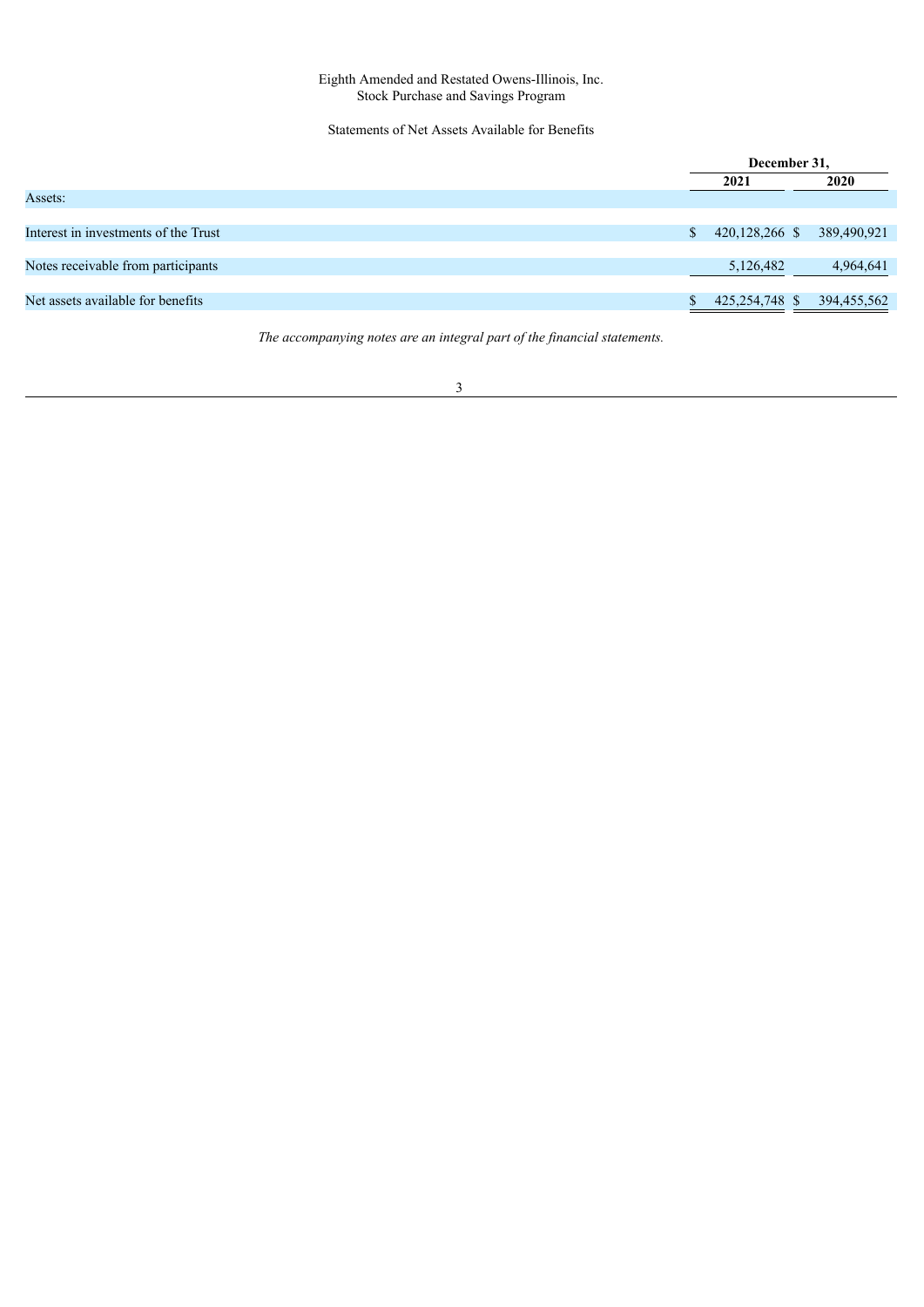Eighth Amended and Restated Owens-Illinois, Inc.
Stock Purchase and Savings Program

Statements of Net Assets Available for Benefits

| | December 31, | |
|---|---|---|
| | 2021 | 2020 |
| Assets: | | |
| Interest in investments of the Trust | $ 420,128,266 | $ 389,490,921 |
| Notes receivable from participants | 5,126,482 | 4,964,641 |
| Net assets available for benefits | $ 425,254,748 | $ 394,455,562 |

*The accompanying notes are an integral part of the financial statements.*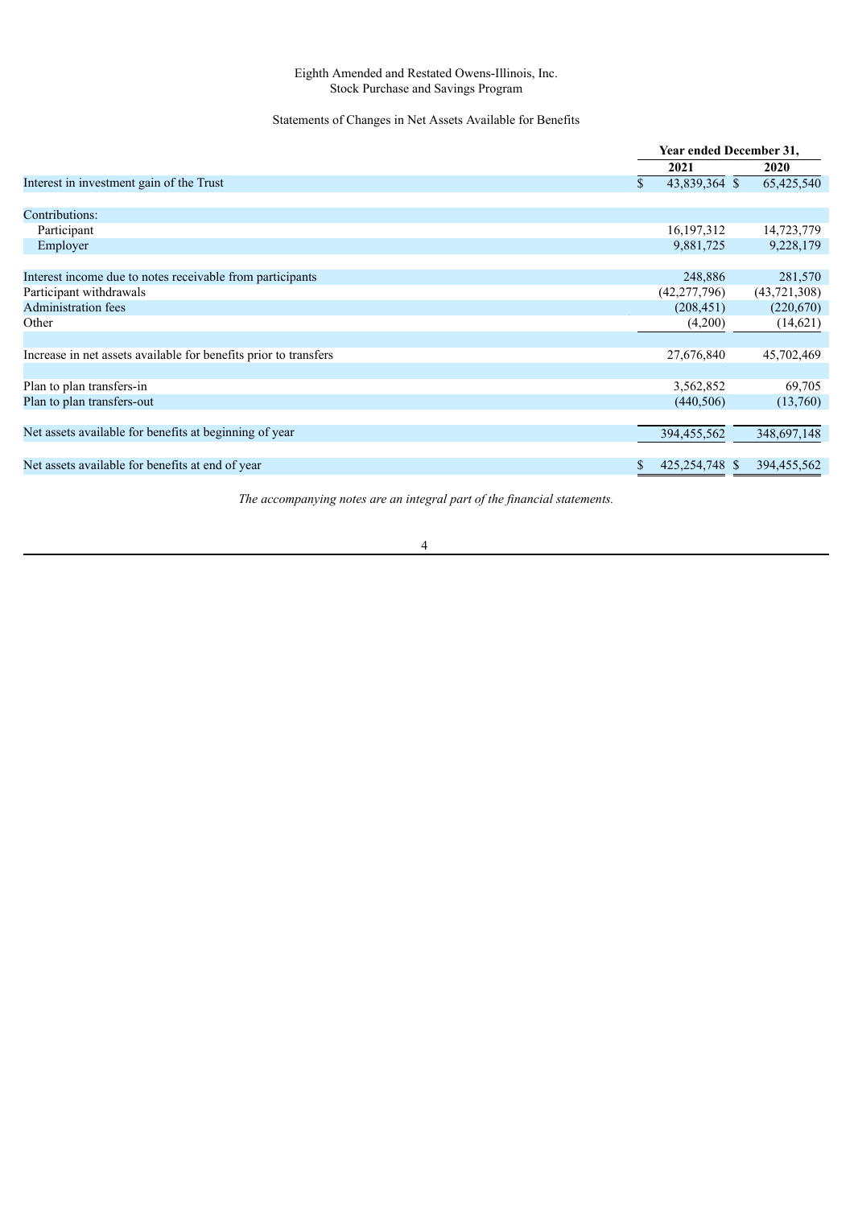Eighth Amended and Restated Owens-Illinois, Inc.
Stock Purchase and Savings Program

Statements of Changes in Net Assets Available for Benefits

| | Year ended December 31, | |
|---|---|---|
| | 2021 | 2020 |
| Interest in investment gain of the Trust | $ 43,839,364 | $ 65,425,540 |
| | | |
| Contributions: | | |
| Participant | 16,197,312 | 14,723,779 |
| Employer | 9,881,725 | 9,228,179 |
| | | |
| Interest income due to notes receivable from participants | 248,886 | 281,570 |
| Participant withdrawals | (42,277,796) | (43,721,308) |
| Administration fees | (208,451) | (220,670) |
| Other | (4,200) | (14,621) |
| | | |
| Increase in net assets available for benefits prior to transfers | 27,676,840 | 45,702,469 |
| | | |
| Plan to plan transfers-in | 3,562,852 | 69,705 |
| Plan to plan transfers-out | (440,506) | (13,760) |
| | | |
| Net assets available for benefits at beginning of year | 394,455,562 | 348,697,148 |
| | | |
| Net assets available for benefits at end of year | $ 425,254,748 | $ 394,455,562 |

*The accompanying notes are an integral part of the financial statements.*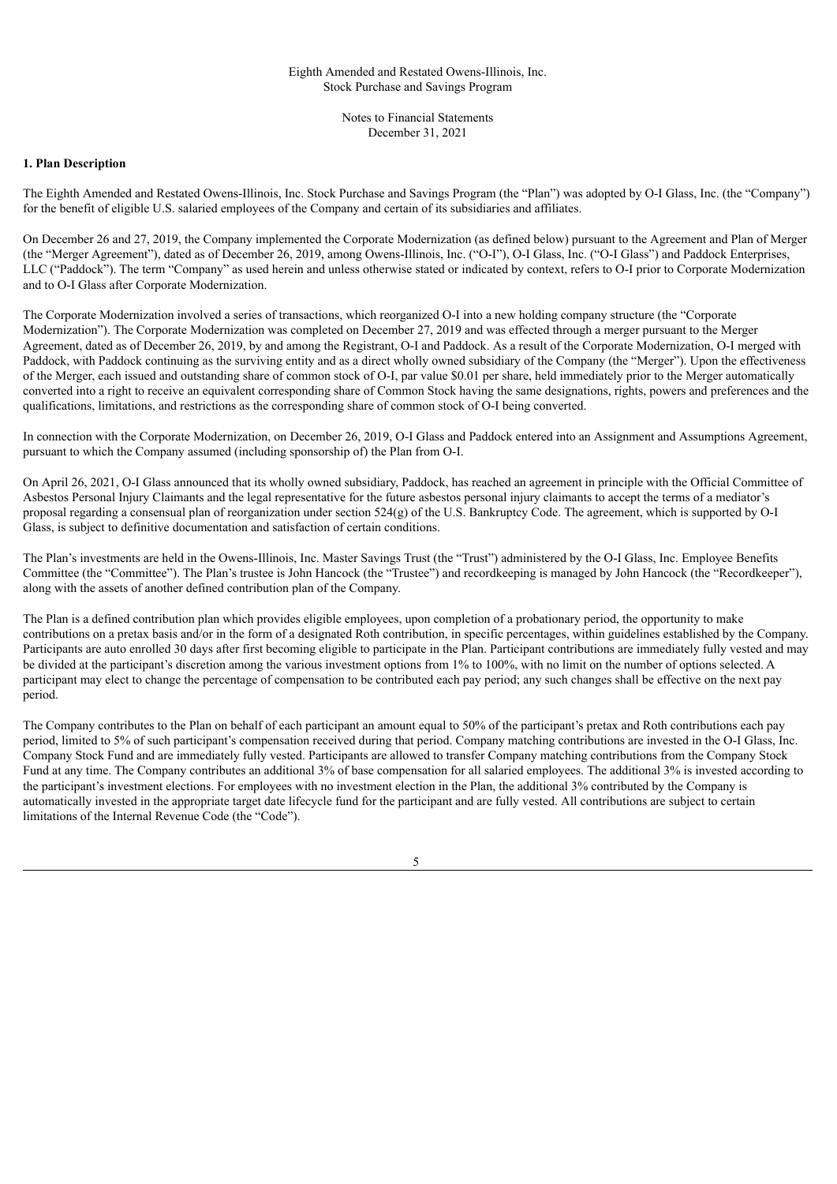Eighth Amended and Restated Owens-Illinois, Inc.
Stock Purchase and Savings Program

Notes to Financial Statements
December 31, 2021

## 1. Plan Description

The Eighth Amended and Restated Owens-Illinois, Inc. Stock Purchase and Savings Program (the "Plan") was adopted by O-I Glass, Inc. (the "Company") for the benefit of eligible U.S. salaried employees of the Company and certain of its subsidiaries and affiliates.

On December 26 and 27, 2019, the Company implemented the Corporate Modernization (as defined below) pursuant to the Agreement and Plan of Merger (the "Merger Agreement"), dated as of December 26, 2019, among Owens-Illinois, Inc. ("O-I"), O-I Glass, Inc. ("O-I Glass") and Paddock Enterprises, LLC ("Paddock"). The term "Company" as used herein and unless otherwise stated or indicated by context, refers to O-I prior to Corporate Modernization and to O-I Glass after Corporate Modernization.

The Corporate Modernization involved a series of transactions, which reorganized O-I into a new holding company structure (the "Corporate Modernization"). The Corporate Modernization was completed on December 27, 2019 and was effected through a merger pursuant to the Merger Agreement, dated as of December 26, 2019, by and among the Registrant, O-I and Paddock. As a result of the Corporate Modernization, O-I merged with Paddock, with Paddock continuing as the surviving entity and as a direct wholly owned subsidiary of the Company (the "Merger"). Upon the effectiveness of the Merger, each issued and outstanding share of common stock of O-I, par value $0.01 per share, held immediately prior to the Merger automatically converted into a right to receive an equivalent corresponding share of Common Stock having the same designations, rights, powers and preferences and the qualifications, limitations, and restrictions as the corresponding share of common stock of O-I being converted.

In connection with the Corporate Modernization, on December 26, 2019, O-I Glass and Paddock entered into an Assignment and Assumptions Agreement, pursuant to which the Company assumed (including sponsorship of) the Plan from O-I.

On April 26, 2021, O-I Glass announced that its wholly owned subsidiary, Paddock, has reached an agreement in principle with the Official Committee of Asbestos Personal Injury Claimants and the legal representative for the future asbestos personal injury claimants to accept the terms of a mediator's proposal regarding a consensual plan of reorganization under section 524(g) of the U.S. Bankruptcy Code. The agreement, which is supported by O-I Glass, is subject to definitive documentation and satisfaction of certain conditions.

The Plan's investments are held in the Owens-Illinois, Inc. Master Savings Trust (the "Trust") administered by the O-I Glass, Inc. Employee Benefits Committee (the "Committee"). The Plan's trustee is John Hancock (the "Trustee") and recordkeeping is managed by John Hancock (the "Recordkeeper"), along with the assets of another defined contribution plan of the Company.

The Plan is a defined contribution plan which provides eligible employees, upon completion of a probationary period, the opportunity to make contributions on a pretax basis and/or in the form of a designated Roth contribution, in specific percentages, within guidelines established by the Company. Participants are auto enrolled 30 days after first becoming eligible to participate in the Plan. Participant contributions are immediately fully vested and may be divided at the participant's discretion among the various investment options from 1% to 100%, with no limit on the number of options selected. A participant may elect to change the percentage of compensation to be contributed each pay period; any such changes shall be effective on the next pay period.

The Company contributes to the Plan on behalf of each participant an amount equal to 50% of the participant's pretax and Roth contributions each pay period, limited to 5% of such participant's compensation received during that period. Company matching contributions are invested in the O-I Glass, Inc. Company Stock Fund and are immediately fully vested. Participants are allowed to transfer Company matching contributions from the Company Stock Fund at any time. The Company contributes an additional 3% of base compensation for all salaried employees. The additional 3% is invested according to the participant's investment elections. For employees with no investment election in the Plan, the additional 3% contributed by the Company is automatically invested in the appropriate target date lifecycle fund for the participant and are fully vested. All contributions are subject to certain limitations of the Internal Revenue Code (the "Code").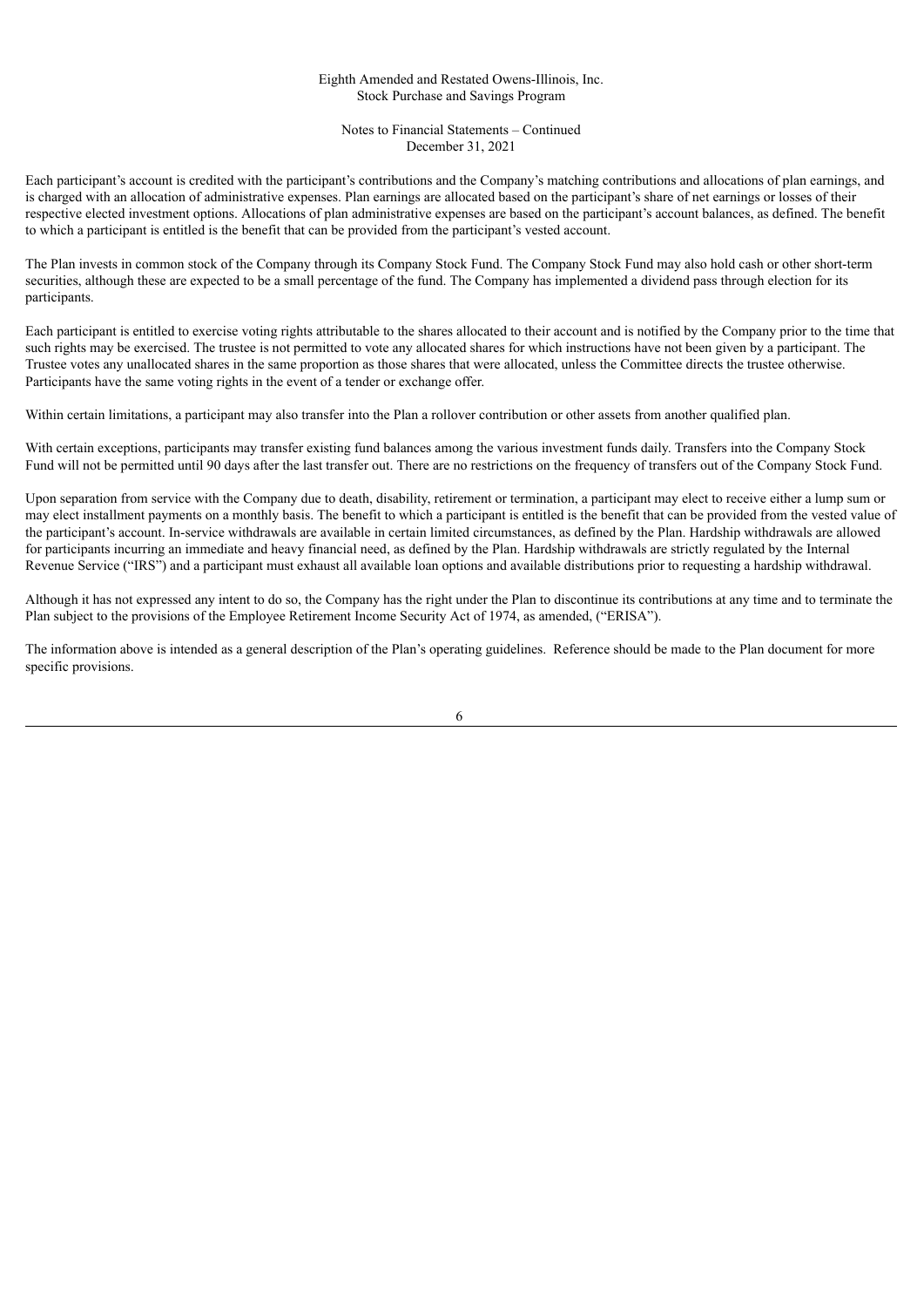Each participant's account is credited with the participant's contributions and the Company's matching contributions and allocations of plan earnings, and is charged with an allocation of administrative expenses. Plan earnings are allocated based on the participant's share of net earnings or losses of their respective elected investment options. Allocations of plan administrative expenses are based on the participant's account balances, as defined. The benefit to which a participant is entitled is the benefit that can be provided from the participant's vested account.

The Plan invests in common stock of the Company through its Company Stock Fund. The Company Stock Fund may also hold cash or other short-term securities, although these are expected to be a small percentage of the fund. The Company has implemented a dividend pass through election for its participants.

Each participant is entitled to exercise voting rights attributable to the shares allocated to their account and is notified by the Company prior to the time that such rights may be exercised. The trustee is not permitted to vote any allocated shares for which instructions have not been given by a participant. The Trustee votes any unallocated shares in the same proportion as those shares that were allocated, unless the Committee directs the trustee otherwise. Participants have the same voting rights in the event of a tender or exchange offer.

Within certain limitations, a participant may also transfer into the Plan a rollover contribution or other assets from another qualified plan.

With certain exceptions, participants may transfer existing fund balances among the various investment funds daily. Transfers into the Company Stock Fund will not be permitted until 90 days after the last transfer out. There are no restrictions on the frequency of transfers out of the Company Stock Fund.

Upon separation from service with the Company due to death, disability, retirement or termination, a participant may elect to receive either a lump sum or may elect installment payments on a monthly basis. The benefit to which a participant is entitled is the benefit that can be provided from the vested value of the participant's account. In-service withdrawals are available in certain limited circumstances, as defined by the Plan. Hardship withdrawals are allowed for participants incurring an immediate and heavy financial need, as defined by the Plan. Hardship withdrawals are strictly regulated by the Internal Revenue Service ("IRS") and a participant must exhaust all available loan options and available distributions prior to requesting a hardship withdrawal.

Although it has not expressed any intent to do so, the Company has the right under the Plan to discontinue its contributions at any time and to terminate the Plan subject to the provisions of the Employee Retirement Income Security Act of 1974, as amended, ("ERISA").

The information above is intended as a general description of the Plan's operating guidelines. Reference should be made to the Plan document for more specific provisions.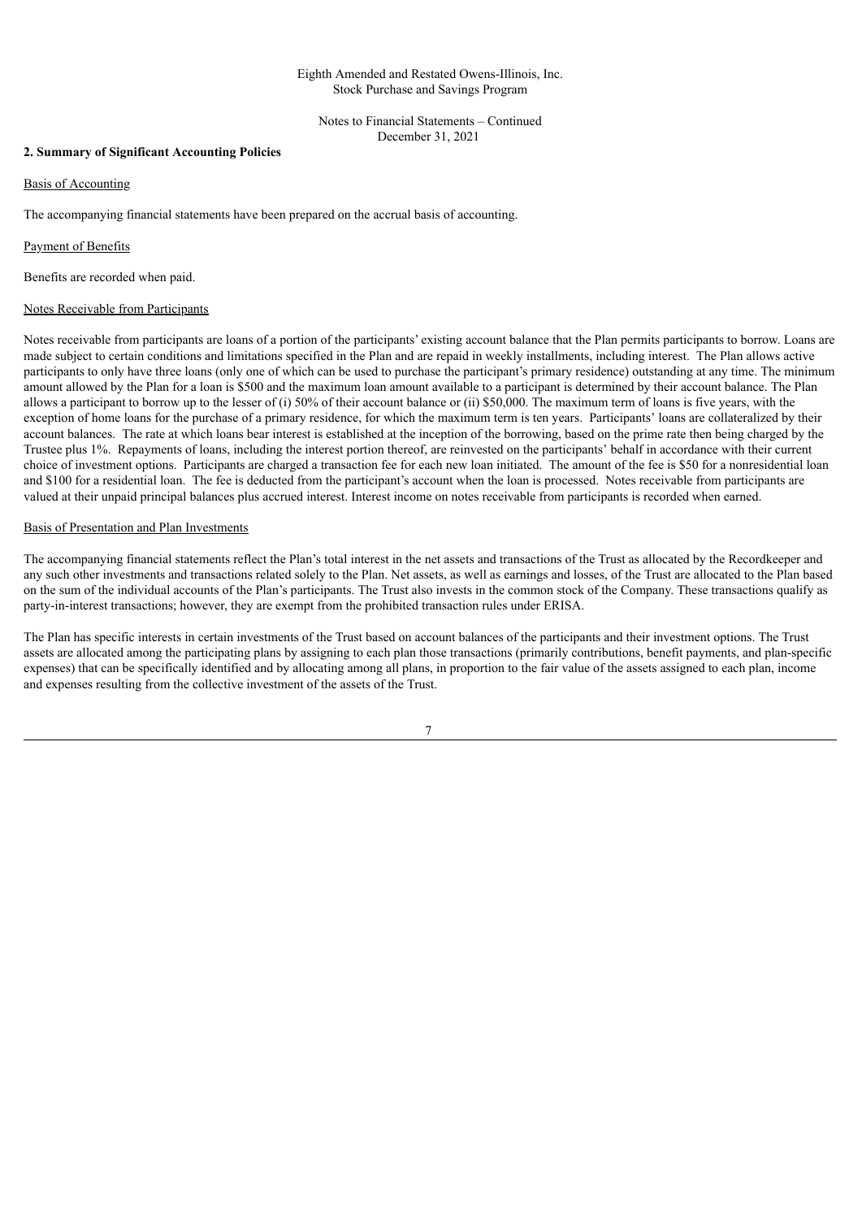## 2. Summary of Significant Accounting Policies

Basis of Accounting

The accompanying financial statements have been prepared on the accrual basis of accounting.

Payment of Benefits

Benefits are recorded when paid.

Notes Receivable from Participants

Notes receivable from participants are loans of a portion of the participants' existing account balance that the Plan permits participants to borrow. Loans are made subject to certain conditions and limitations specified in the Plan and are repaid in weekly installments, including interest. The Plan allows active participants to only have three loans (only one of which can be used to purchase the participant's primary residence) outstanding at any time. The minimum amount allowed by the Plan for a loan is $500 and the maximum loan amount available to a participant is determined by their account balance. The Plan allows a participant to borrow up to the lesser of (i) 50% of their account balance or (ii) $50,000. The maximum term of loans is five years, with the exception of home loans for the purchase of a primary residence, for which the maximum term is ten years. Participants' loans are collateralized by their account balances. The rate at which loans bear interest is established at the inception of the borrowing, based on the prime rate then being charged by the Trustee plus 1%. Repayments of loans, including the interest portion thereof, are reinvested on the participants' behalf in accordance with their current choice of investment options. Participants are charged a transaction fee for each new loan initiated. The amount of the fee is $50 for a nonresidential loan and $100 for a residential loan. The fee is deducted from the participant's account when the loan is processed. Notes receivable from participants are valued at their unpaid principal balances plus accrued interest. Interest income on notes receivable from participants is recorded when earned.

Basis of Presentation and Plan Investments

The accompanying financial statements reflect the Plan's total interest in the net assets and transactions of the Trust as allocated by the Recordkeeper and any such other investments and transactions related solely to the Plan. Net assets, as well as earnings and losses, of the Trust are allocated to the Plan based on the sum of the individual accounts of the Plan's participants. The Trust also invests in the common stock of the Company. These transactions qualify as party-in-interest transactions; however, they are exempt from the prohibited transaction rules under ERISA.

The Plan has specific interests in certain investments of the Trust based on account balances of the participants and their investment options. The Trust assets are allocated among the participating plans by assigning to each plan those transactions (primarily contributions, benefit payments, and plan-specific expenses) that can be specifically identified and by allocating among all plans, in proportion to the fair value of the assets assigned to each plan, income and expenses resulting from the collective investment of the assets of the Trust.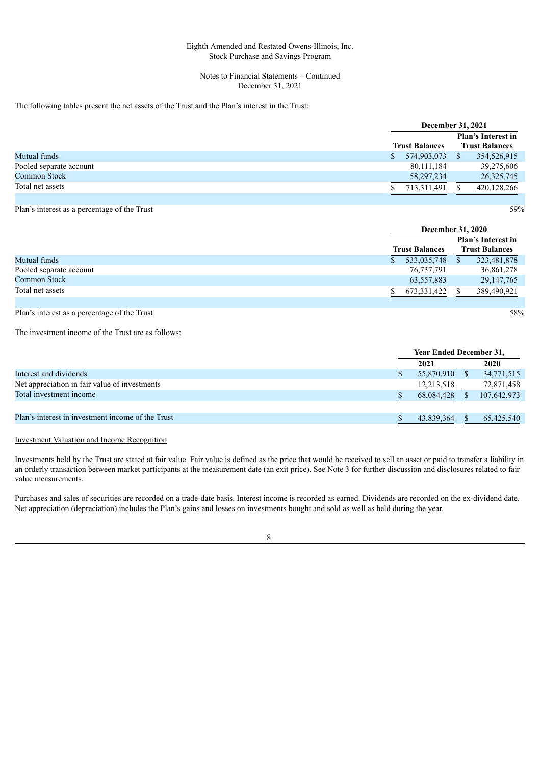The following tables present the net assets of the Trust and the Plan's interest in the Trust:

| | December 31, 2021 | |
|---|---|---|
| | Trust Balances | Plan's Interest in Trust Balances |
| Mutual funds | $ 574,903,073 | $ 354,526,915 |
| Pooled separate account | 80,111,184 | 39,275,606 |
| Common Stock | 58,297,234 | 26,325,745 |
| Total net assets | $ 713,311,491 | $ 420,128,266 |
| | | |
| Plan's interest as a percentage of the Trust | | 59% |

| | December 31, 2020 | |
|---|---|---|
| | Trust Balances | Plan's Interest in Trust Balances |
| Mutual funds | $ 533,035,748 | $ 323,481,878 |
| Pooled separate account | 76,737,791 | 36,861,278 |
| Common Stock | 63,557,883 | 29,147,765 |
| Total net assets | $ 673,331,422 | $ 389,490,921 |
| | | |
| Plan's interest as a percentage of the Trust | | 58% |

The investment income of the Trust are as follows:

| | Year Ended December 31, | |
|---|---|---|
| | 2021 | 2020 |
| Interest and dividends | $ 55,870,910 | $ 34,771,515 |
| Net appreciation in fair value of investments | 12,213,518 | 72,871,458 |
| Total investment income | $ 68,084,428 | $ 107,642,973 |
| | | |
| Plan's interest in investment income of the Trust | $ 43,839,364 | $ 65,425,540 |

Investment Valuation and Income Recognition

Investments held by the Trust are stated at fair value. Fair value is defined as the price that would be received to sell an asset or paid to transfer a liability in an orderly transaction between market participants at the measurement date (an exit price). See Note 3 for further discussion and disclosures related to fair value measurements.

Purchases and sales of securities are recorded on a trade-date basis. Interest income is recorded as earned. Dividends are recorded on the ex-dividend date. Net appreciation (depreciation) includes the Plan's gains and losses on investments bought and sold as well as held during the year.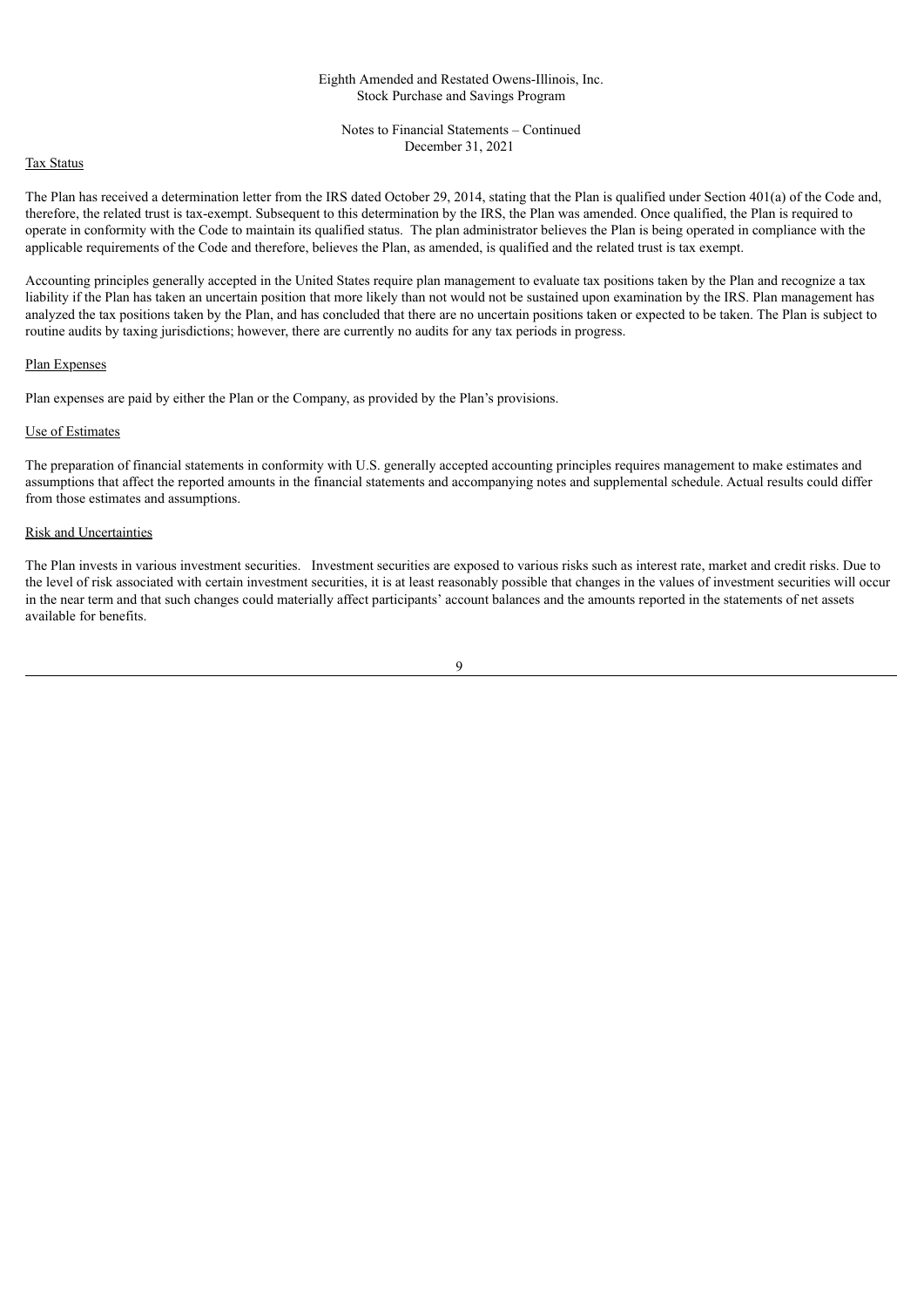### Tax Status

The Plan has received a determination letter from the IRS dated October 29, 2014, stating that the Plan is qualified under Section 401(a) of the Code and, therefore, the related trust is tax-exempt. Subsequent to this determination by the IRS, the Plan was amended. Once qualified, the Plan is required to operate in conformity with the Code to maintain its qualified status. The plan administrator believes the Plan is being operated in compliance with the applicable requirements of the Code and therefore, believes the Plan, as amended, is qualified and the related trust is tax exempt.

Accounting principles generally accepted in the United States require plan management to evaluate tax positions taken by the Plan and recognize a tax liability if the Plan has taken an uncertain position that more likely than not would not be sustained upon examination by the IRS. Plan management has analyzed the tax positions taken by the Plan, and has concluded that there are no uncertain positions taken or expected to be taken. The Plan is subject to routine audits by taxing jurisdictions; however, there are currently no audits for any tax periods in progress.

### Plan Expenses

Plan expenses are paid by either the Plan or the Company, as provided by the Plan's provisions.

### Use of Estimates

The preparation of financial statements in conformity with U.S. generally accepted accounting principles requires management to make estimates and assumptions that affect the reported amounts in the financial statements and accompanying notes and supplemental schedule. Actual results could differ from those estimates and assumptions.

### Risk and Uncertainties

The Plan invests in various investment securities. Investment securities are exposed to various risks such as interest rate, market and credit risks. Due to the level of risk associated with certain investment securities, it is at least reasonably possible that changes in the values of investment securities will occur in the near term and that such changes could materially affect participants' account balances and the amounts reported in the statements of net assets available for benefits.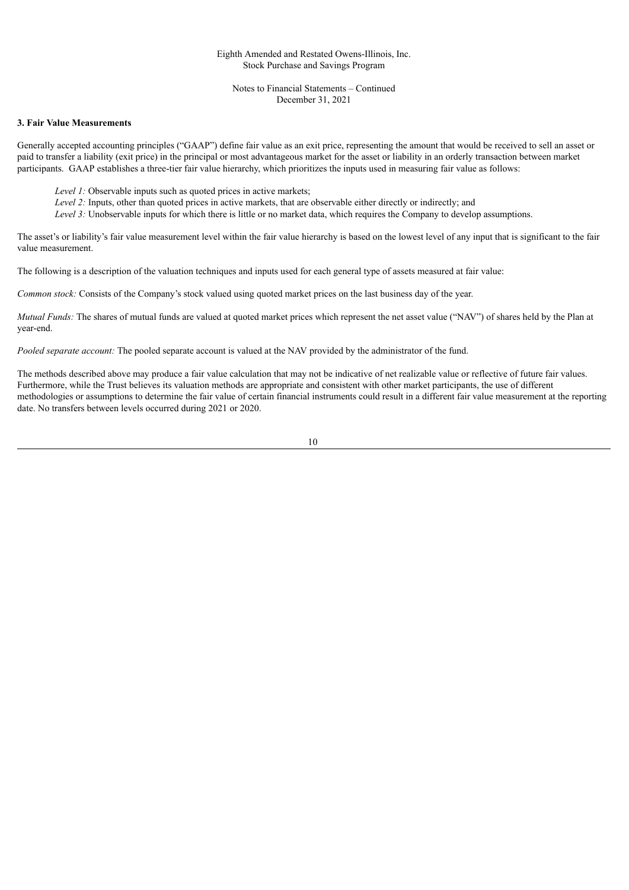### 3. Fair Value Measurements

Generally accepted accounting principles ("GAAP") define fair value as an exit price, representing the amount that would be received to sell an asset or paid to transfer a liability (exit price) in the principal or most advantageous market for the asset or liability in an orderly transaction between market participants. GAAP establishes a three-tier fair value hierarchy, which prioritizes the inputs used in measuring fair value as follows:

*Level 1:* Observable inputs such as quoted prices in active markets;
*Level 2:* Inputs, other than quoted prices in active markets, that are observable either directly or indirectly; and
*Level 3:* Unobservable inputs for which there is little or no market data, which requires the Company to develop assumptions.

The asset's or liability's fair value measurement level within the fair value hierarchy is based on the lowest level of any input that is significant to the fair value measurement.

The following is a description of the valuation techniques and inputs used for each general type of assets measured at fair value:

*Common stock:* Consists of the Company's stock valued using quoted market prices on the last business day of the year.

*Mutual Funds:* The shares of mutual funds are valued at quoted market prices which represent the net asset value ("NAV") of shares held by the Plan at year-end.

*Pooled separate account:* The pooled separate account is valued at the NAV provided by the administrator of the fund.

The methods described above may produce a fair value calculation that may not be indicative of net realizable value or reflective of future fair values. Furthermore, while the Trust believes its valuation methods are appropriate and consistent with other market participants, the use of different methodologies or assumptions to determine the fair value of certain financial instruments could result in a different fair value measurement at the reporting date. No transfers between levels occurred during 2021 or 2020.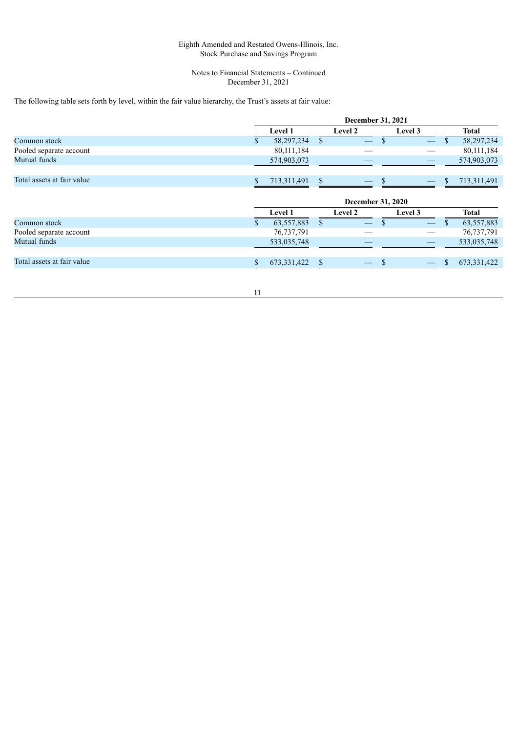Eighth Amended and Restated Owens-Illinois, Inc.
Stock Purchase and Savings Program

Notes to Financial Statements – Continued
December 31, 2021

The following table sets forth by level, within the fair value hierarchy, the Trust's assets at fair value:

| | December 31, 2021 | | | |
|---|---|---|---|---|
| | Level 1 | Level 2 | Level 3 | Total |
| Common stock | $ 58,297,234 | $ — | $ — | $ 58,297,234 |
| Pooled separate account | 80,111,184 | — | — | 80,111,184 |
| Mutual funds | 574,903,073 | — | — | 574,903,073 |
| Total assets at fair value | $ 713,311,491 | $ — | $ — | $ 713,311,491 |

| | December 31, 2020 | | | |
|---|---|---|---|---|
| | Level 1 | Level 2 | Level 3 | Total |
| Common stock | $ 63,557,883 | $ — | $ — | $ 63,557,883 |
| Pooled separate account | 76,737,791 | — | — | 76,737,791 |
| Mutual funds | 533,035,748 | — | — | 533,035,748 |
| Total assets at fair value | $ 673,331,422 | $ — | $ — | $ 673,331,422 |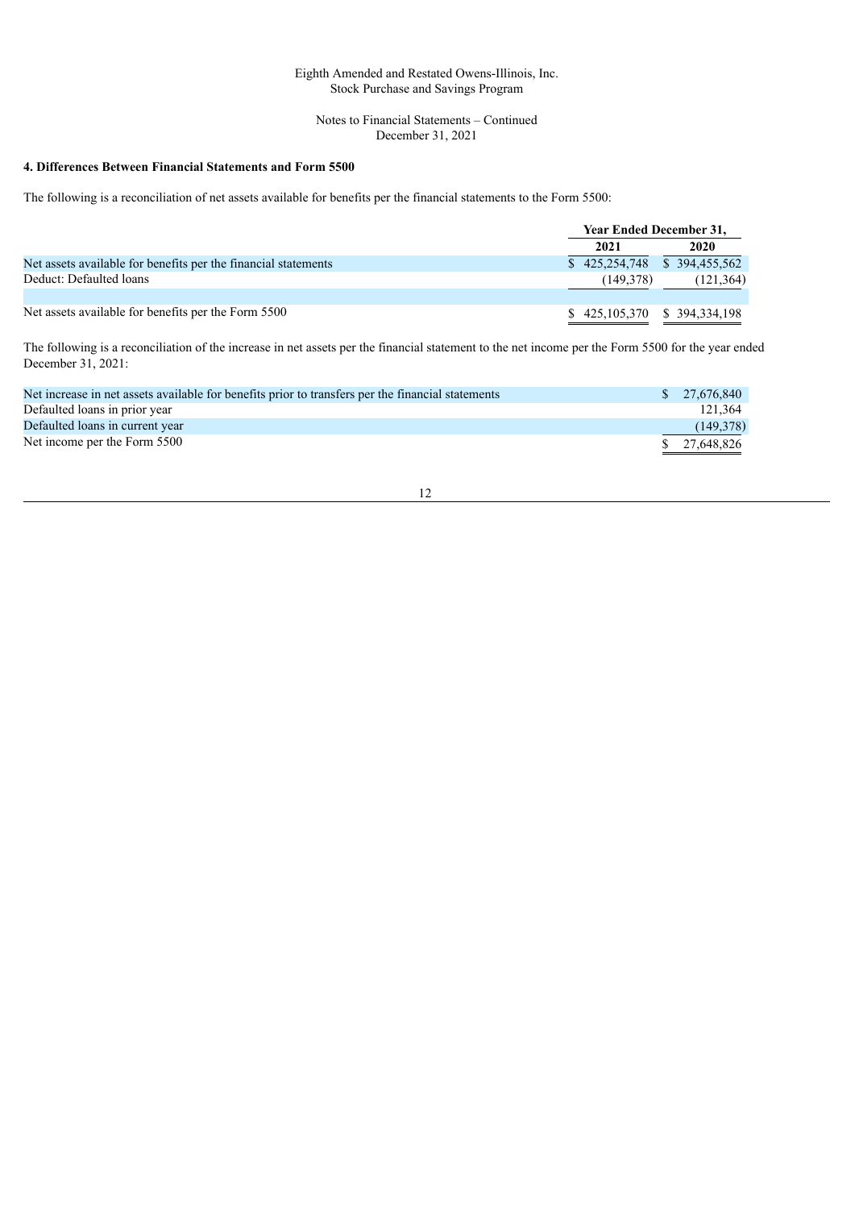Eighth Amended and Restated Owens-Illinois, Inc.
Stock Purchase and Savings Program

Notes to Financial Statements – Continued
December 31, 2021

**4. Differences Between Financial Statements and Form 5500**

The following is a reconciliation of net assets available for benefits per the financial statements to the Form 5500:

| | Year Ended December 31, | |
|---|---|---|
| | **2021** | **2020** |
| Net assets available for benefits per the financial statements | $ 425,254,748 | $ 394,455,562 |
| Deduct: Defaulted loans | (149,378) | (121,364) |
| | | |
| Net assets available for benefits per the Form 5500 | $ 425,105,370 | $ 394,334,198 |

The following is a reconciliation of the increase in net assets per the financial statement to the net income per the Form 5500 for the year ended December 31, 2021:

| | |
|---|---|
| Net increase in net assets available for benefits prior to transfers per the financial statements | $ 27,676,840 |
| Defaulted loans in prior year | 121,364 |
| Defaulted loans in current year | (149,378) |
| Net income per the Form 5500 | $ 27,648,826 |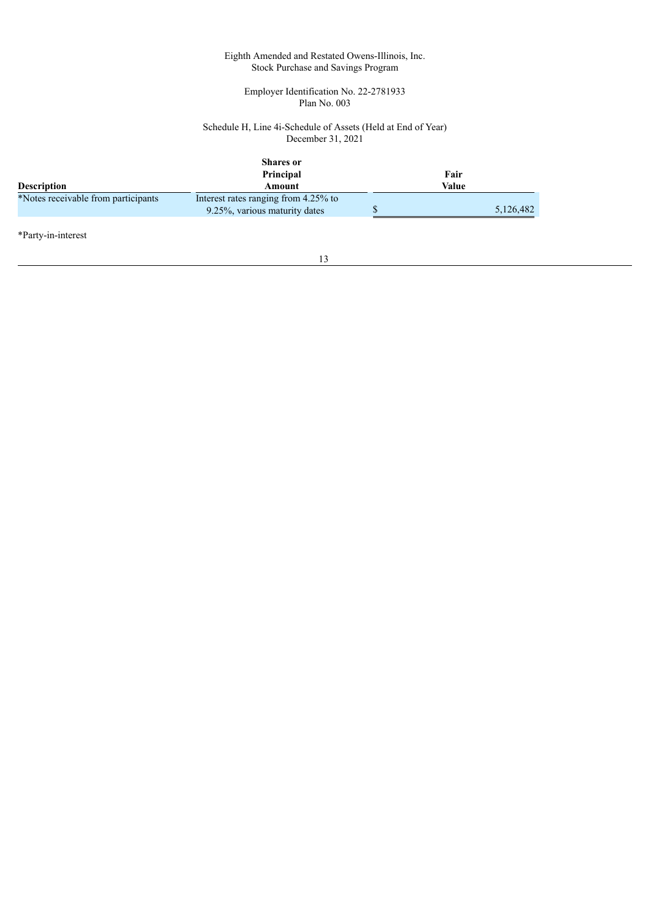Eighth Amended and Restated Owens-Illinois, Inc.
Stock Purchase and Savings Program

Employer Identification No. 22-2781933
Plan No. 003

Schedule H, Line 4i-Schedule of Assets (Held at End of Year)
December 31, 2021

| Description | Shares or Principal Amount | Fair Value |
|---|---|---|
| *Notes receivable from participants | Interest rates ranging from 4.25% to 9.25%, various maturity dates | $ 5,126,482 |

*Party-in-interest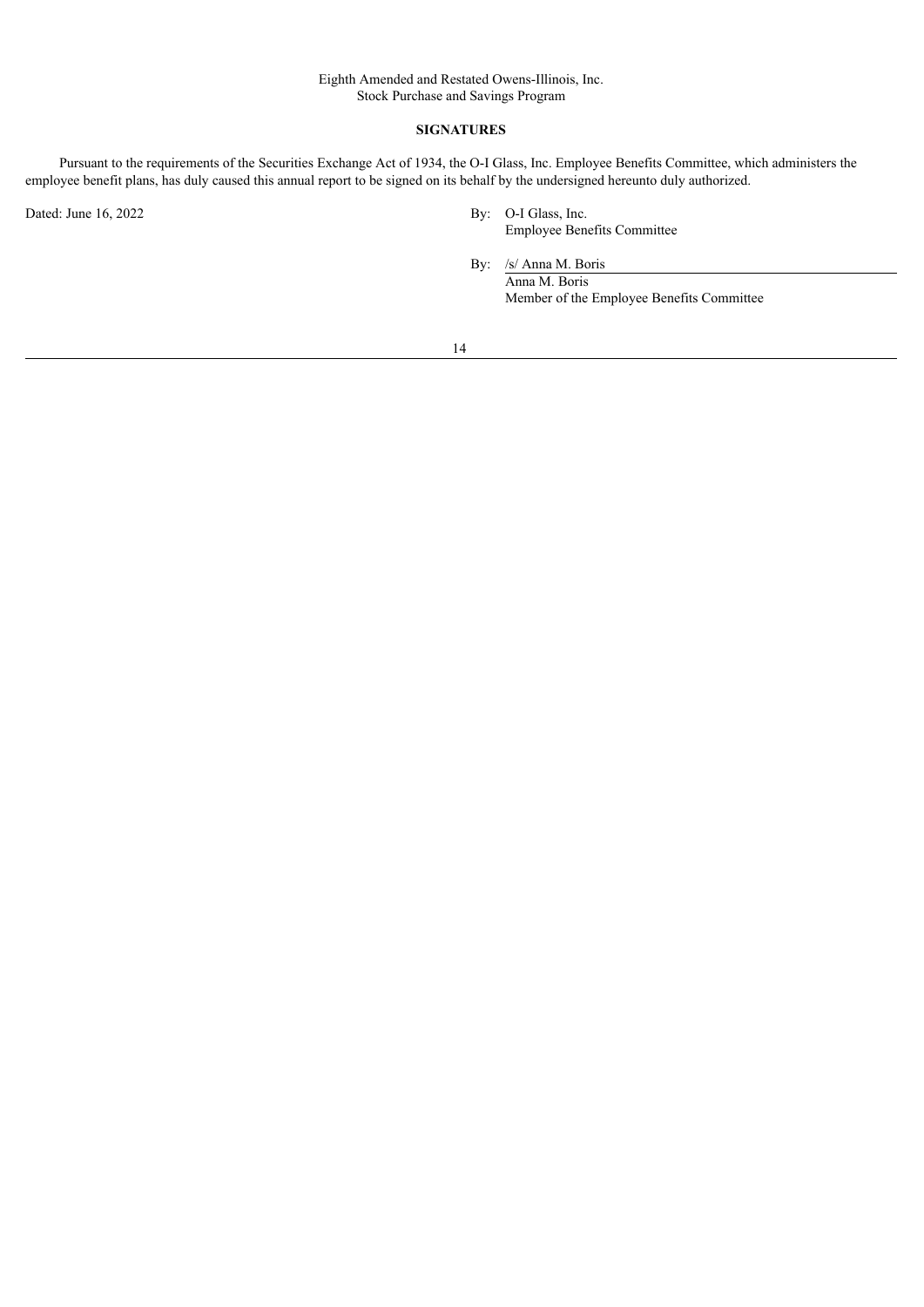Eighth Amended and Restated Owens-Illinois, Inc.
Stock Purchase and Savings Program

**SIGNATURES**

Pursuant to the requirements of the Securities Exchange Act of 1934, the O-I Glass, Inc. Employee Benefits Committee, which administers the employee benefit plans, has duly caused this annual report to be signed on its behalf by the undersigned hereunto duly authorized.

Dated: June 16, 2022

By: O-I Glass, Inc.
Employee Benefits Committee

By: /s/ Anna M. Boris
Anna M. Boris
Member of the Employee Benefits Committee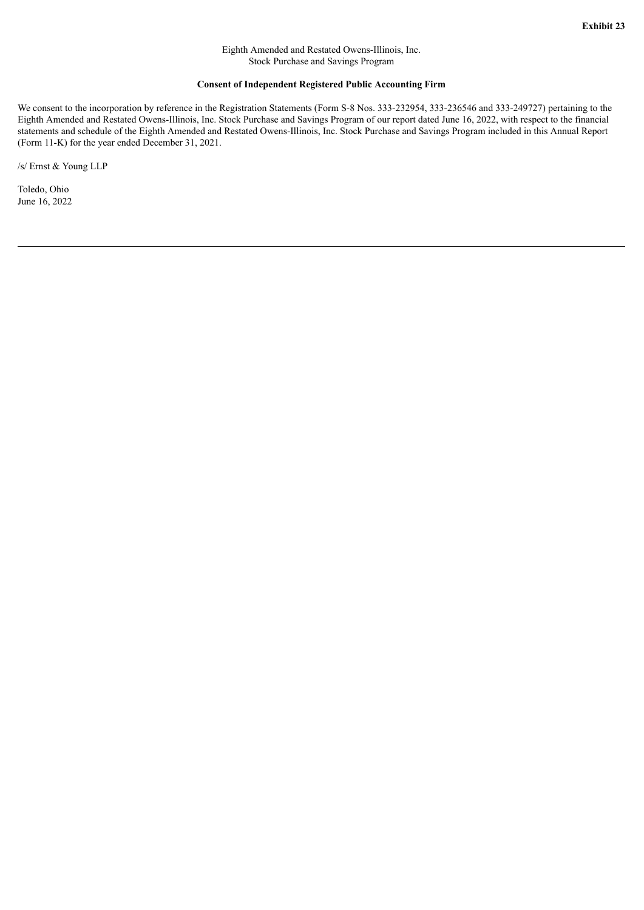**Exhibit 23**

Eighth Amended and Restated Owens-Illinois, Inc.
Stock Purchase and Savings Program

**Consent of Independent Registered Public Accounting Firm**

We consent to the incorporation by reference in the Registration Statements (Form S-8 Nos. 333-232954, 333-236546 and 333-249727) pertaining to the Eighth Amended and Restated Owens-Illinois, Inc. Stock Purchase and Savings Program of our report dated June 16, 2022, with respect to the financial statements and schedule of the Eighth Amended and Restated Owens-Illinois, Inc. Stock Purchase and Savings Program included in this Annual Report (Form 11-K) for the year ended December 31, 2021.

/s/ Ernst & Young LLP

Toledo, Ohio
June 16, 2022